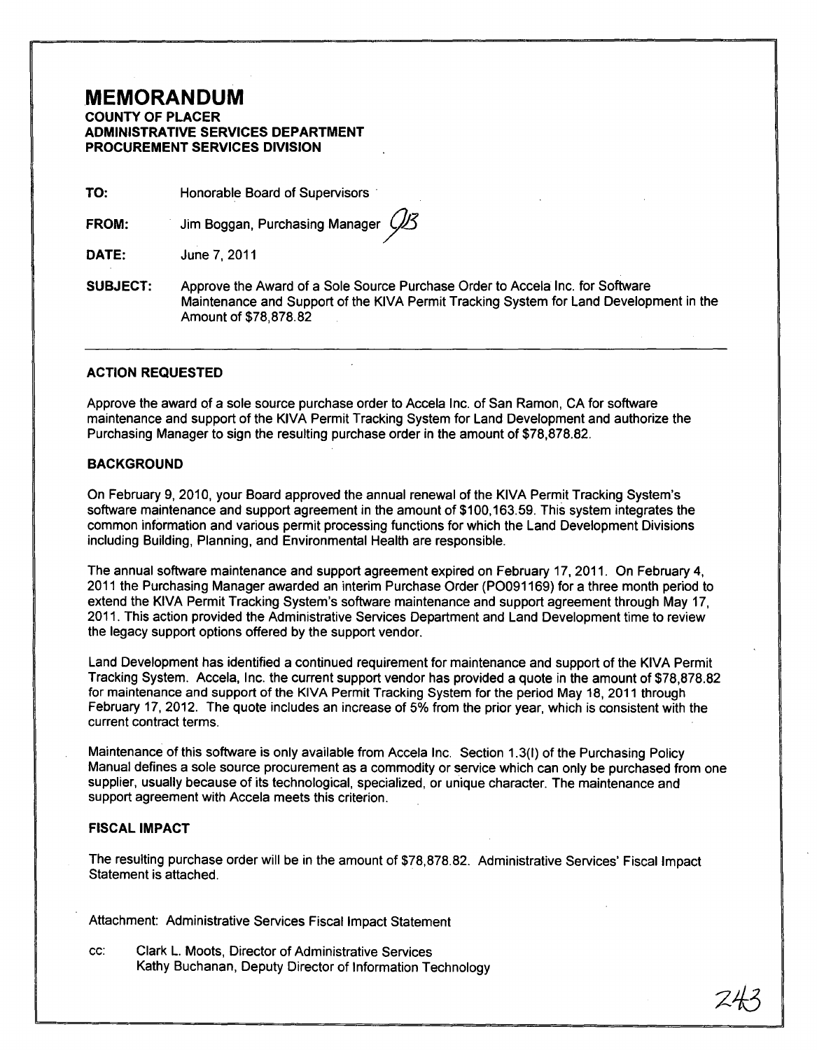# MEMORANDUM

**COUNTY OF PLACER**
**ADMINISTRATIVE SERVICES DEPARTMENT**
**PROCUREMENT SERVICES DIVISION**

**TO:** Honorable Board of Supervisors

**FROM:** Jim Boggan, Purchasing Manager

**DATE:** June 7, 2011

**SUBJECT:** Approve the Award of a Sole Source Purchase Order to Accela Inc. for Software Maintenance and Support of the KIVA Permit Tracking System for Land Development in the Amount of $78,878.82

---

## ACTION REQUESTED

Approve the award of a sole source purchase order to Accela Inc. of San Ramon, CA for software maintenance and support of the KIVA Permit Tracking System for Land Development and authorize the Purchasing Manager to sign the resulting purchase order in the amount of $78,878.82.

## BACKGROUND

On February 9, 2010, your Board approved the annual renewal of the KIVA Permit Tracking System's software maintenance and support agreement in the amount of $100,163.59. This system integrates the common information and various permit processing functions for which the Land Development Divisions including Building, Planning, and Environmental Health are responsible.

The annual software maintenance and support agreement expired on February 17, 2011. On February 4, 2011 the Purchasing Manager awarded an interim Purchase Order (PO091169) for a three month period to extend the KIVA Permit Tracking System's software maintenance and support agreement through May 17, 2011. This action provided the Administrative Services Department and Land Development time to review the legacy support options offered by the support vendor.

Land Development has identified a continued requirement for maintenance and support of the KIVA Permit Tracking System. Accela, Inc. the current support vendor has provided a quote in the amount of $78,878.82 for maintenance and support of the KIVA Permit Tracking System for the period May 18, 2011 through February 17, 2012. The quote includes an increase of 5% from the prior year, which is consistent with the current contract terms.

Maintenance of this software is only available from Accela Inc. Section 1.3(I) of the Purchasing Policy Manual defines a sole source procurement as a commodity or service which can only be purchased from one supplier, usually because of its technological, specialized, or unique character. The maintenance and support agreement with Accela meets this criterion.

## FISCAL IMPACT

The resulting purchase order will be in the amount of $78,878.82. Administrative Services' Fiscal Impact Statement is attached.

Attachment: Administrative Services Fiscal Impact Statement

cc: Clark L. Moots, Director of Administrative Services
Kathy Buchanan, Deputy Director of Information Technology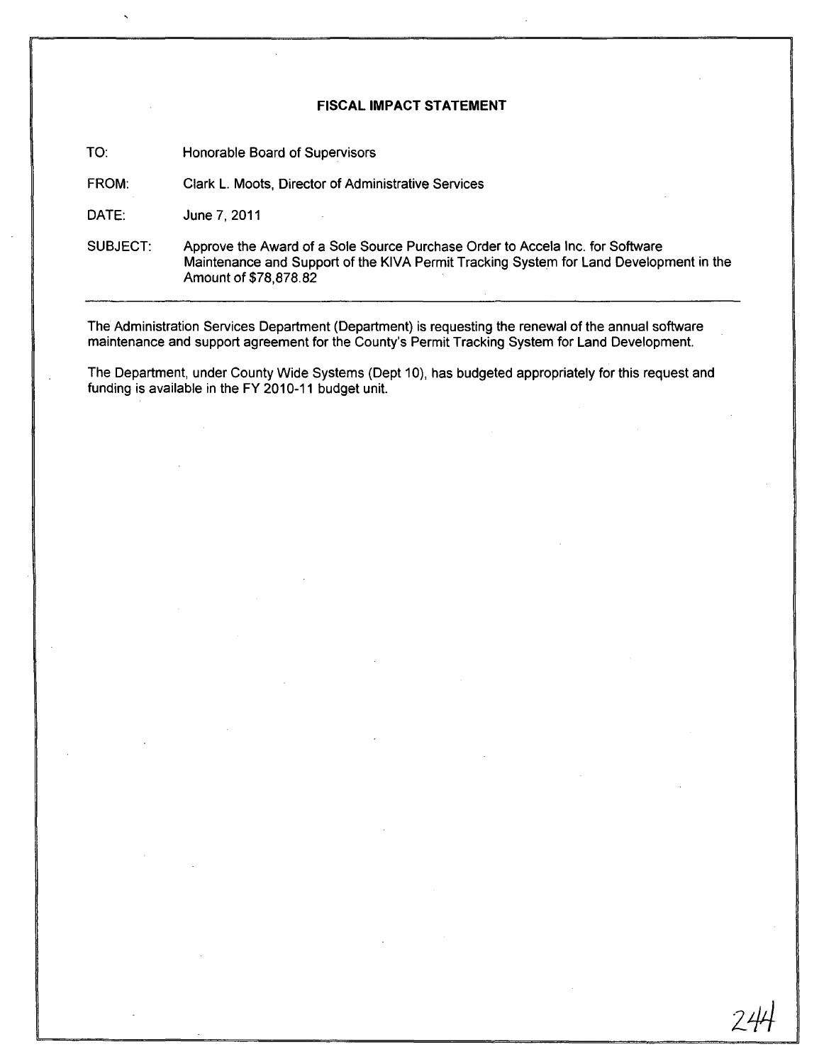**FISCAL IMPACT STATEMENT**

TO: Honorable Board of Supervisors

FROM: Clark L. Moots, Director of Administrative Services

DATE: June 7, 2011

SUBJECT: Approve the Award of a Sole Source Purchase Order to Accela Inc. for Software Maintenance and Support of the KIVA Permit Tracking System for Land Development in the Amount of $78,878.82

---

The Administration Services Department (Department) is requesting the renewal of the annual software maintenance and support agreement for the County's Permit Tracking System for Land Development.

The Department, under County Wide Systems (Dept 10), has budgeted appropriately for this request and funding is available in the FY 2010-11 budget unit.